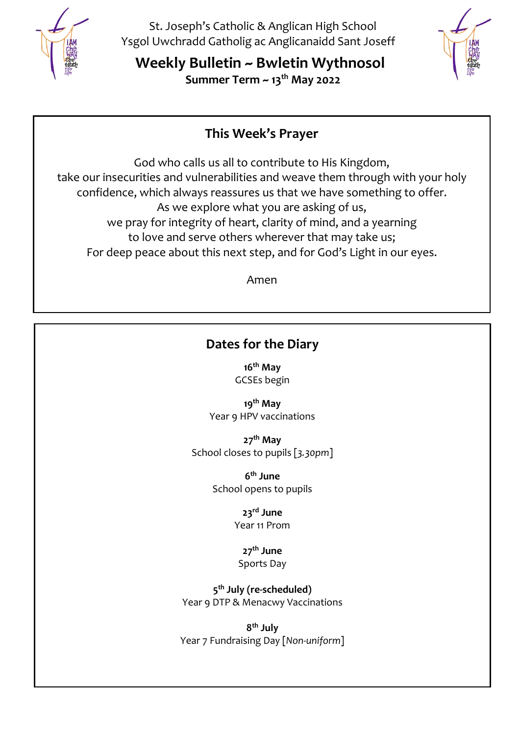St. Joseph's Catholic & Anglican High School
Ysgol Uwchradd Gatholig ac Anglicanaidd Sant Joseff

# Weekly Bulletin ~ Bwletin Wythnosol

**Summer Term ~ 13th May 2022**

## This Week's Prayer

God who calls us all to contribute to His Kingdom,
take our insecurities and vulnerabilities and weave them through with your holy confidence, which always reassures us that we have something to offer.
As we explore what you are asking of us,
we pray for integrity of heart, clarity of mind, and a yearning
to love and serve others wherever that may take us;
For deep peace about this next step, and for God's Light in our eyes.

Amen

## Dates for the Diary

**16th May**
GCSEs begin

**19th May**
Year 9 HPV vaccinations

**27th May**
School closes to pupils [*3.30pm*]

**6th June**
School opens to pupils

**23rd June**
Year 11 Prom

**27th June**
Sports Day

**5th July (re-scheduled)**
Year 9 DTP & Menacwy Vaccinations

**8th July**
Year 7 Fundraising Day [*Non-uniform*]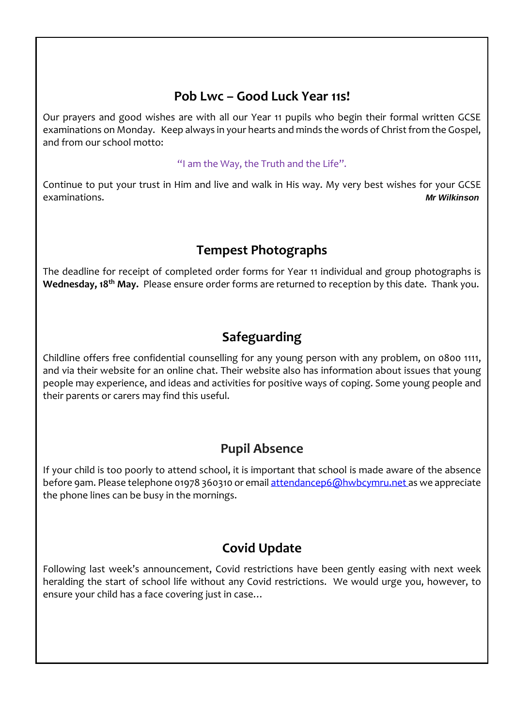## Pob Lwc – Good Luck Year 11s!

Our prayers and good wishes are with all our Year 11 pupils who begin their formal written GCSE examinations on Monday. Keep always in your hearts and minds the words of Christ from the Gospel, and from our school motto:

"I am the Way, the Truth and the Life".

Continue to put your trust in Him and live and walk in His way. My very best wishes for your GCSE examinations.

***Mr Wilkinson***

## Tempest Photographs

The deadline for receipt of completed order forms for Year 11 individual and group photographs is **Wednesday, 18th May.** Please ensure order forms are returned to reception by this date. Thank you.

## Safeguarding

Childline offers free confidential counselling for any young person with any problem, on 0800 1111, and via their website for an online chat. Their website also has information about issues that young people may experience, and ideas and activities for positive ways of coping. Some young people and their parents or carers may find this useful.

## Pupil Absence

If your child is too poorly to attend school, it is important that school is made aware of the absence before 9am. Please telephone 01978 360310 or email attendancep6@hwbcymru.net as we appreciate the phone lines can be busy in the mornings.

## Covid Update

Following last week's announcement, Covid restrictions have been gently easing with next week heralding the start of school life without any Covid restrictions. We would urge you, however, to ensure your child has a face covering just in case…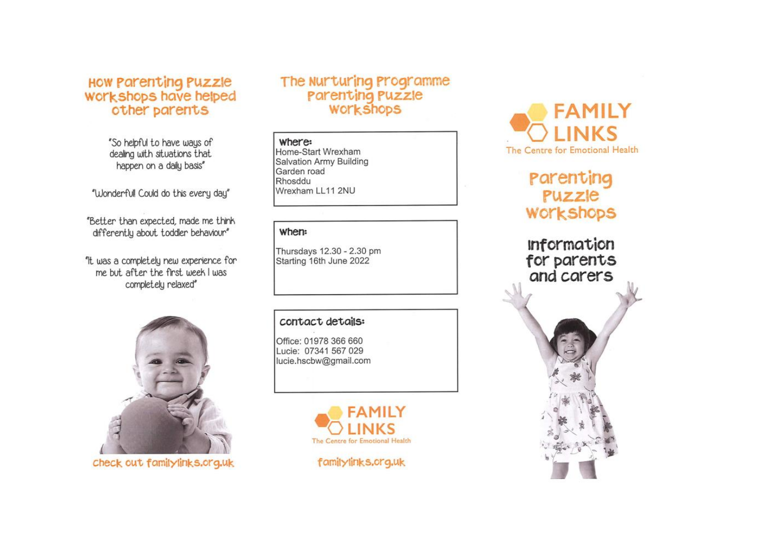## How Parenting Puzzle workshops have helped other parents

"So helpful to have ways of dealing with situations that happen on a daily basis"

"Wonderful! Could do this every day"

"Better than expected, made me think differently about toddler behaviour"

"It was a completely new experience for me but after the first week I was completely relaxed"

Check out familylinks.org.uk

## The Nurturing Programme Parenting Puzzle Workshops

**Where:**
Home-Start Wrexham
Salvation Army Building
Garden road
Rhosddu
Wrexham LL11 2NU

**When:**
Thursdays 12.30 - 2.30 pm
Starting 16th June 2022

**Contact details:**
Office: 01978 366 660
Lucie: 07341 567 029
lucie.hscbw@gmail.com

FAMILY LINKS
The Centre for Emotional Health

familylinks.org.uk

FAMILY LINKS
The Centre for Emotional Health

# Parenting Puzzle Workshops

## Information for parents and carers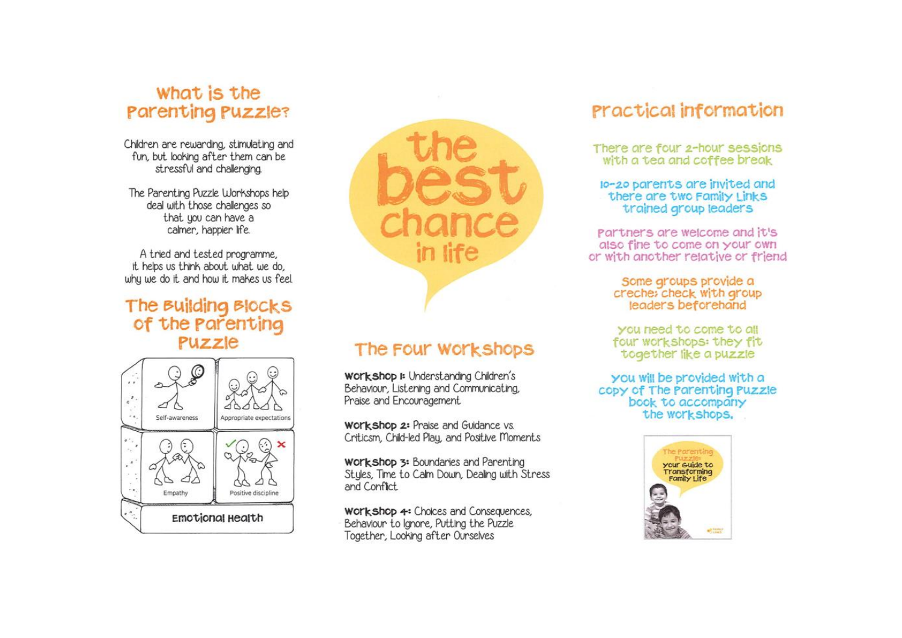## What is the Parenting Puzzle?

Children are rewarding, stimulating and fun, but looking after them can be stressful and challenging.

The Parenting Puzzle Workshops help deal with those challenges so that you can have a calmer, happier life.

A tried and tested programme, it helps us think about what we do, why we do it and how it makes us feel.

## The Building Blocks of the Parenting Puzzle

Self-awareness

Appropriate expectations

Empathy

Positive discipline

Emotional Health

# the best chance in life

## The Four Workshops

**Workshop 1:** Understanding Children's Behaviour, Listening and Communicating, Praise and Encouragement

**Workshop 2:** Praise and Guidance vs. Criticsm, Child-led Play, and Positive Moments

**Workshop 3:** Boundaries and Parenting Styles, Time to Calm Down, Dealing with Stress and Conflict

**Workshop 4:** Choices and Consequences, Behaviour to Ignore, Putting the Puzzle Together, Looking after Ourselves

## Practical information

There are four 2-hour sessions with a tea and coffee break

10-20 parents are invited and there are two Family Links trained group leaders

Partners are welcome and it's also fine to come on your own or with another relative or friend

Some groups provide a creche; check with group leaders beforehand

You need to come to all four workshops: they fit together like a puzzle

You will be provided with a copy of The Parenting Puzzle book to accompany the workshops.

The Parenting Puzzle: Your Guide to Transforming Family Life